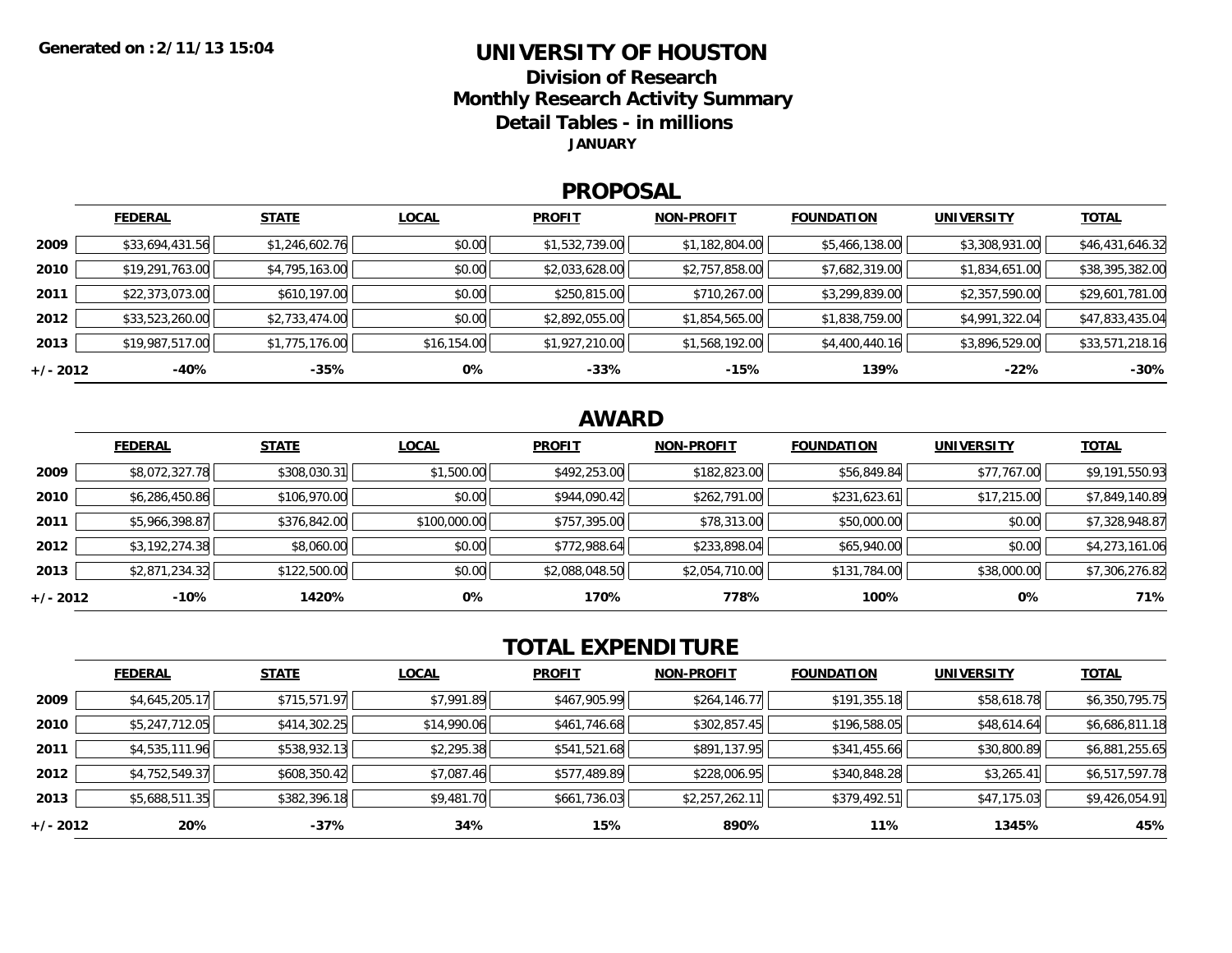Generated on :2/11/13 15:04

# UNIVERSITY OF HOUSTON

## Division of Research
## Monthly Research Activity Summary
## Detail Tables - in millions

**JANUARY**

## PROPOSAL

| | FEDERAL | STATE | LOCAL | PROFIT | NON-PROFIT | FOUNDATION | UNIVERSITY | TOTAL |
|---|---|---|---|---|---|---|---|---|
| 2009 | $33,694,431.56 | $1,246,602.76 | $0.00 | $1,532,739.00 | $1,182,804.00 | $5,466,138.00 | $3,308,931.00 | $46,431,646.32 |
| 2010 | $19,291,763.00 | $4,795,163.00 | $0.00 | $2,033,628.00 | $2,757,858.00 | $7,682,319.00 | $1,834,651.00 | $38,395,382.00 |
| 2011 | $22,373,073.00 | $610,197.00 | $0.00 | $250,815.00 | $710,267.00 | $3,299,839.00 | $2,357,590.00 | $29,601,781.00 |
| 2012 | $33,523,260.00 | $2,733,474.00 | $0.00 | $2,892,055.00 | $1,854,565.00 | $1,838,759.00 | $4,991,322.04 | $47,833,435.04 |
| 2013 | $19,987,517.00 | $1,775,176.00 | $16,154.00 | $1,927,210.00 | $1,568,192.00 | $4,400,440.16 | $3,896,529.00 | $33,571,218.16 |
| +/- 2012 | -40% | -35% | 0% | -33% | -15% | 139% | -22% | -30% |

## AWARD

| | FEDERAL | STATE | LOCAL | PROFIT | NON-PROFIT | FOUNDATION | UNIVERSITY | TOTAL |
|---|---|---|---|---|---|---|---|---|
| 2009 | $8,072,327.78 | $308,030.31 | $1,500.00 | $492,253.00 | $182,823.00 | $56,849.84 | $77,767.00 | $9,191,550.93 |
| 2010 | $6,286,450.86 | $106,970.00 | $0.00 | $944,090.42 | $262,791.00 | $231,623.61 | $17,215.00 | $7,849,140.89 |
| 2011 | $5,966,398.87 | $376,842.00 | $100,000.00 | $757,395.00 | $78,313.00 | $50,000.00 | $0.00 | $7,328,948.87 |
| 2012 | $3,192,274.38 | $8,060.00 | $0.00 | $772,988.64 | $233,898.04 | $65,940.00 | $0.00 | $4,273,161.06 |
| 2013 | $2,871,234.32 | $122,500.00 | $0.00 | $2,088,048.50 | $2,054,710.00 | $131,784.00 | $38,000.00 | $7,306,276.82 |
| +/- 2012 | -10% | 1420% | 0% | 170% | 778% | 100% | 0% | 71% |

## TOTAL EXPENDITURE

| | FEDERAL | STATE | LOCAL | PROFIT | NON-PROFIT | FOUNDATION | UNIVERSITY | TOTAL |
|---|---|---|---|---|---|---|---|---|
| 2009 | $4,645,205.17 | $715,571.97 | $7,991.89 | $467,905.99 | $264,146.77 | $191,355.18 | $58,618.78 | $6,350,795.75 |
| 2010 | $5,247,712.05 | $414,302.25 | $14,990.06 | $461,746.68 | $302,857.45 | $196,588.05 | $48,614.64 | $6,686,811.18 |
| 2011 | $4,535,111.96 | $538,932.13 | $2,295.38 | $541,521.68 | $891,137.95 | $341,455.66 | $30,800.89 | $6,881,255.65 |
| 2012 | $4,752,549.37 | $608,350.42 | $7,087.46 | $577,489.89 | $228,006.95 | $340,848.28 | $3,265.41 | $6,517,597.78 |
| 2013 | $5,688,511.35 | $382,396.18 | $9,481.70 | $661,736.03 | $2,257,262.11 | $379,492.51 | $47,175.03 | $9,426,054.91 |
| +/- 2012 | 20% | -37% | 34% | 15% | 890% | 11% | 1345% | 45% |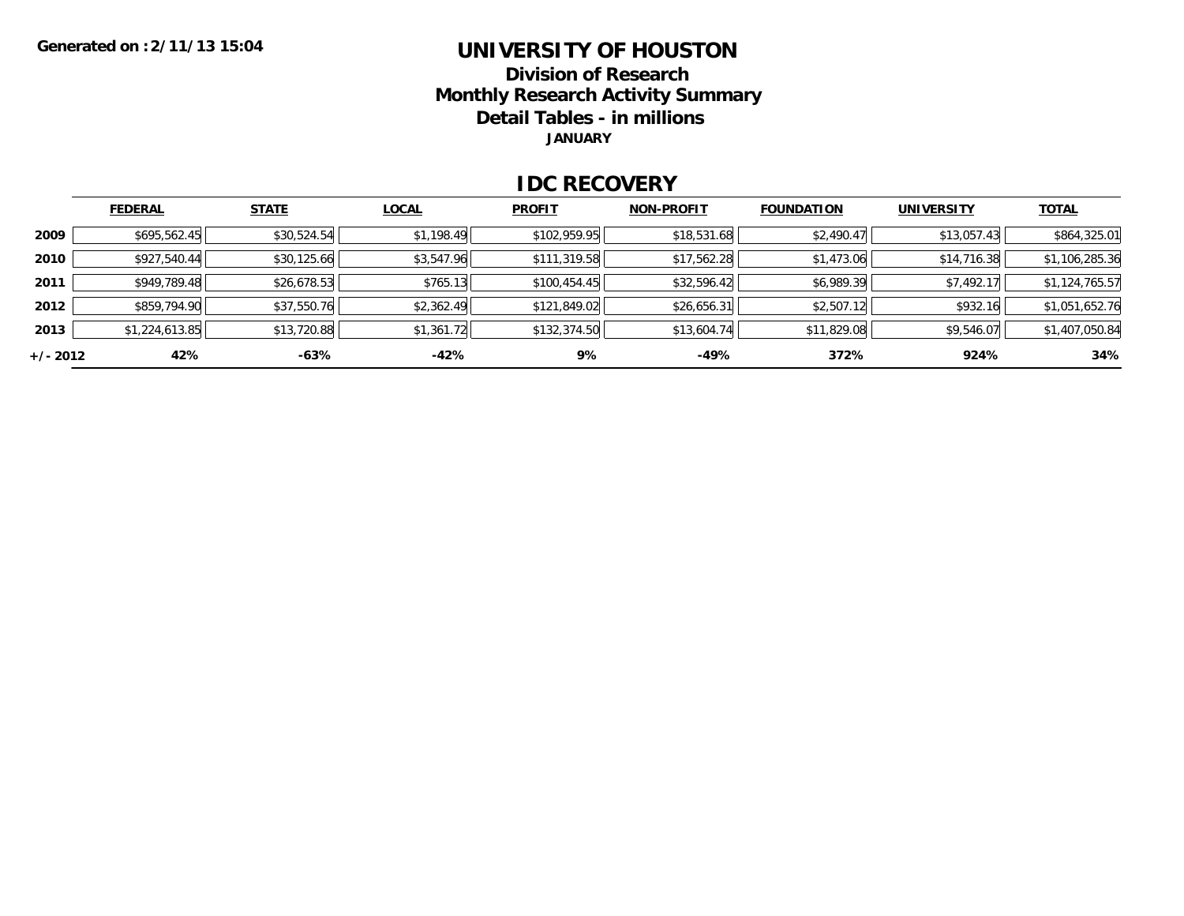Generated on :2/11/13 15:04

# UNIVERSITY OF HOUSTON

## Division of Research
## Monthly Research Activity Summary
## Detail Tables - in millions

**JANUARY**

## IDC RECOVERY

| | FEDERAL | STATE | LOCAL | PROFIT | NON-PROFIT | FOUNDATION | UNIVERSITY | TOTAL |
|---|---|---|---|---|---|---|---|---|
| **2009** | $695,562.45 | $30,524.54 | $1,198.49 | $102,959.95 | $18,531.68 | $2,490.47 | $13,057.43 | $864,325.01 |
| **2010** | $927,540.44 | $30,125.66 | $3,547.96 | $111,319.58 | $17,562.28 | $1,473.06 | $14,716.38 | $1,106,285.36 |
| **2011** | $949,789.48 | $26,678.53 | $765.13 | $100,454.45 | $32,596.42 | $6,989.39 | $7,492.17 | $1,124,765.57 |
| **2012** | $859,794.90 | $37,550.76 | $2,362.49 | $121,849.02 | $26,656.31 | $2,507.12 | $932.16 | $1,051,652.76 |
| **2013** | $1,224,613.85 | $13,720.88 | $1,361.72 | $132,374.50 | $13,604.74 | $11,829.08 | $9,546.07 | $1,407,050.84 |
| **+/- 2012** | **42%** | **-63%** | **-42%** | **9%** | **-49%** | **372%** | **924%** | **34%** |